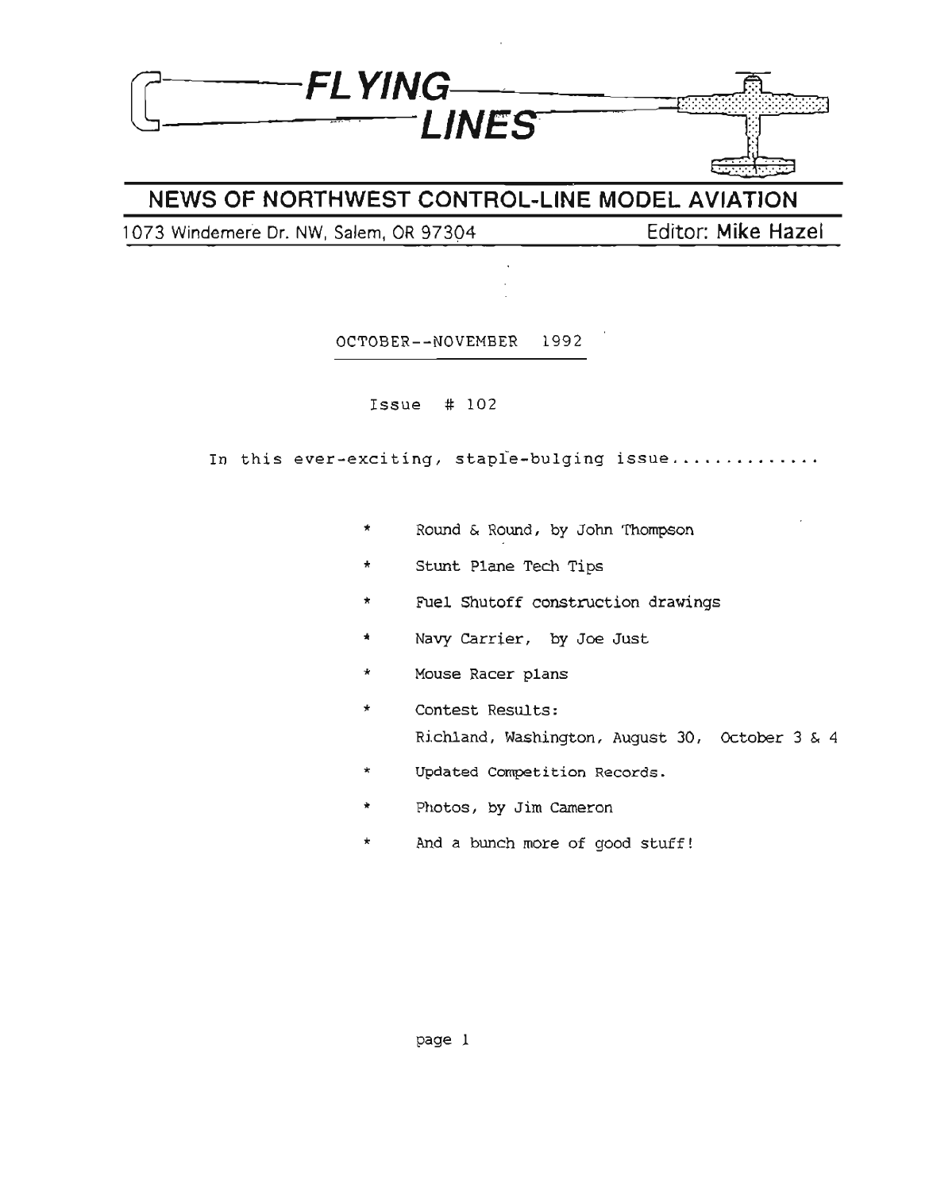# FLYING LINES

## NEWS OF NORTHWEST CONTROL-LINE MODEL AVIATION

1073 Windemere Dr. NW, Salem, OR 97304 — Editor: Mike Hazel

OCTOBER--NOVEMBER 1992

Issue # 102

In this ever-exciting, staple-bulging issue.............

- Round & Round, by John Thompson
- Stunt Plane Tech Tips
- Fuel Shutoff construction drawings
- Navy Carrier, by Joe Just
- Mouse Racer plans
- Contest Results:
  Richland, Washington, August 30, October 3 & 4
- Updated Competition Records.
- Photos, by Jim Cameron
- And a bunch more of good stuff!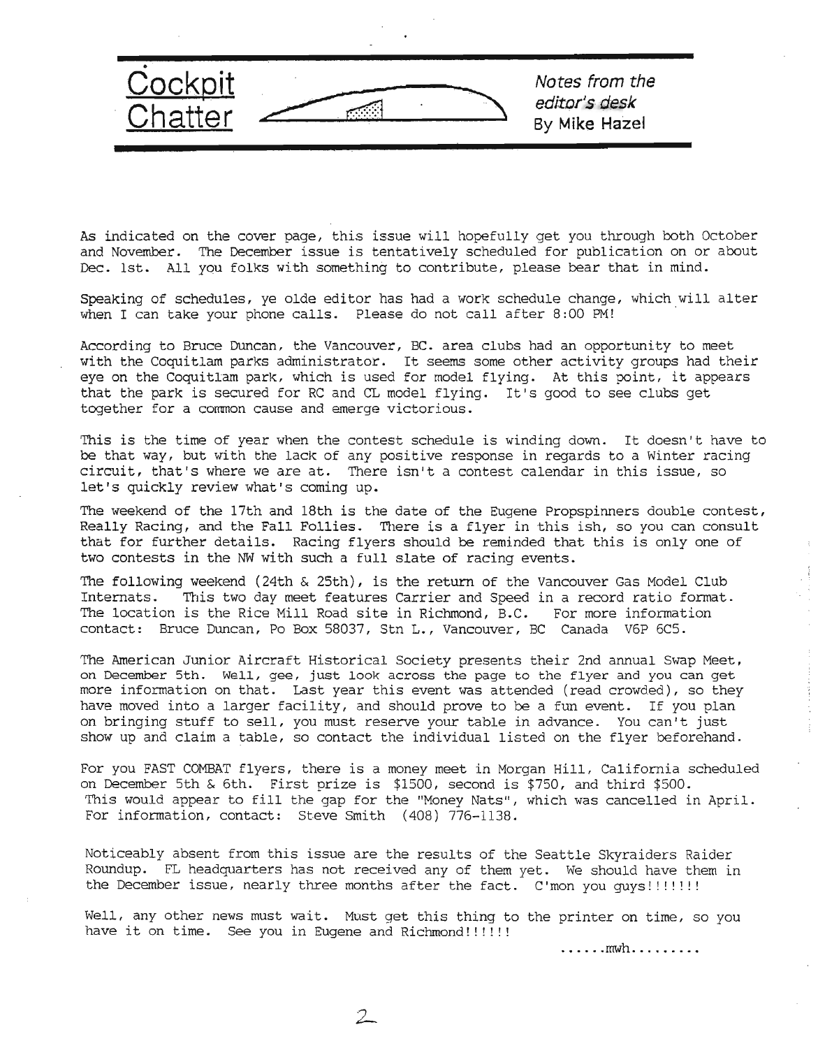# Cockpit Chatter

*Notes from the editor's desk*
By **Mike Hazel**

As indicated on the cover page, this issue will hopefully get you through both October and November. The December issue is tentatively scheduled for publication on or about Dec. 1st. All you folks with something to contribute, please bear that in mind.

Speaking of schedules, ye olde editor has had a work schedule change, which will alter when I can take your phone calls. Please do not call after 8:00 PM!

According to Bruce Duncan, the Vancouver, BC. area clubs had an opportunity to meet with the Coquitlam parks administrator. It seems some other activity groups had their eye on the Coquitlam park, which is used for model flying. At this point, it appears that the park is secured for RC and CL model flying. It's good to see clubs get together for a common cause and emerge victorious.

This is the time of year when the contest schedule is winding down. It doesn't have to be that way, but with the lack of any positive response in regards to a Winter racing circuit, that's where we are at. There isn't a contest calendar in this issue, so let's quickly review what's coming up.

The weekend of the 17th and 18th is the date of the Eugene Propspinners double contest, Really Racing, and the Fall Follies. There is a flyer in this ish, so you can consult that for further details. Racing flyers should be reminded that this is only one of two contests in the NW with such a full slate of racing events.

The following weekend (24th & 25th), is the return of the Vancouver Gas Model Club Internats. This two day meet features Carrier and Speed in a record ratio format. The location is the Rice Mill Road site in Richmond, B.C. For more information contact: Bruce Duncan, Po Box 58037, Stn L., Vancouver, BC Canada V6P 6C5.

The American Junior Aircraft Historical Society presents their 2nd annual Swap Meet, on December 5th. Well, gee, just look across the page to the flyer and you can get more information on that. Last year this event was attended (read crowded), so they have moved into a larger facility, and should prove to be a fun event. If you plan on bringing stuff to sell, you must reserve your table in advance. You can't just show up and claim a table, so contact the individual listed on the flyer beforehand.

For you FAST COMBAT flyers, there is a money meet in Morgan Hill, California scheduled on December 5th & 6th. First prize is $1500, second is $750, and third $500. This would appear to fill the gap for the "Money Nats", which was cancelled in April. For information, contact: Steve Smith (408) 776-1138.

Noticeably absent from this issue are the results of the Seattle Skyraiders Raider Roundup. FL headquarters has not received any of them yet. We should have them in the December issue, nearly three months after the fact. C'mon you guys!!!!!!!

Well, any other news must wait. Must get this thing to the printer on time, so you have it on time. See you in Eugene and Richmond!!!!!!

......mwh.........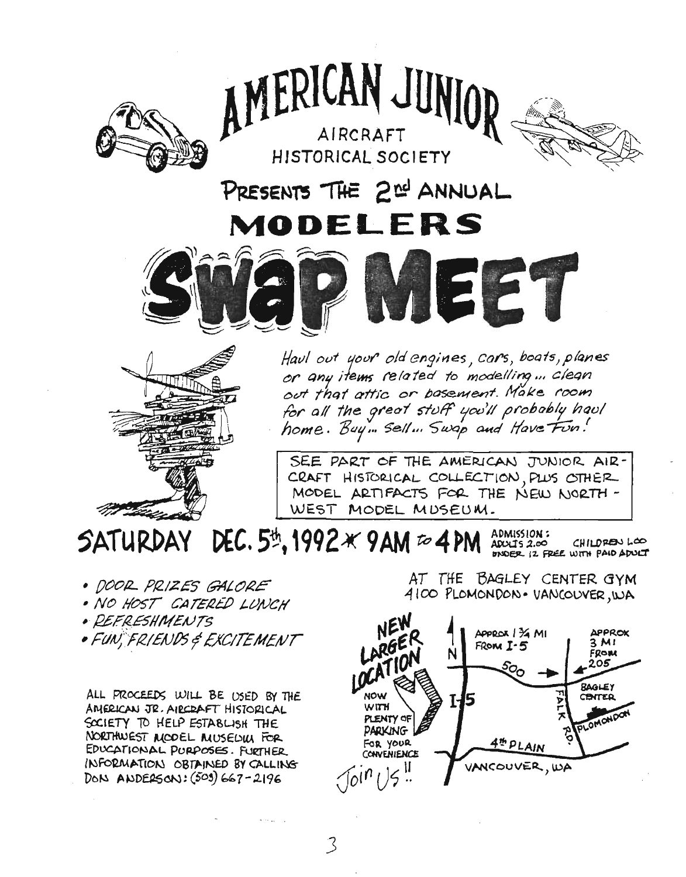# AMERICAN JUNIOR

AIRCRAFT HISTORICAL SOCIETY

## PRESENTS THE 2nd ANNUAL

# MODELERS SWAP MEET

*Haul out your old engines, cars, boats, planes or any items related to modelling... clean out that attic or basement. Make room for all the great stuff you'll probably haul home. Buy... Sell... Swap and Have Fun!*

SEE PART OF THE AMERICAN JUNIOR AIRCRAFT HISTORICAL COLLECTION, PLUS OTHER MODEL ARTIFACTS FOR THE NEW NORTHWEST MODEL MUSEUM.

## SATURDAY DEC. 5th, 1992 * 9AM to 4PM

ADMISSION: ADULTS 2.00 CHILDREN 1.00 UNDER 12 FREE WITH PAID ADULT

- *DOOR PRIZES GALORE*
- *NO HOST CATERED LUNCH*
- *REFRESHMENTS*
- *FUN, FRIENDS & EXCITEMENT*

ALL PROCEEDS WILL BE USED BY THE AMERICAN JR. AIRCRAFT HISTORICAL SOCIETY TO HELP ESTABLISH THE NORTHWEST MODEL MUSEUM FOR EDUCATIONAL PURPOSES. FURTHER INFORMATION OBTAINED BY CALLING DON ANDERSON: (503) 667-2196

AT THE BAGLEY CENTER GYM
4100 PLOMONDON • VANCOUVER, WA

NEW LARGER LOCATION NOW WITH PLENTY OF PARKING FOR YOUR CONVENIENCE

APPROX 1 3/4 MI FROM I-5

APPROX 3 MI FROM 205

N — 500 — I-5 — FALK RD. — BAGLEY CENTER — PLOMONDON — 4th PLAIN — VANCOUVER, WA

*Join Us!!*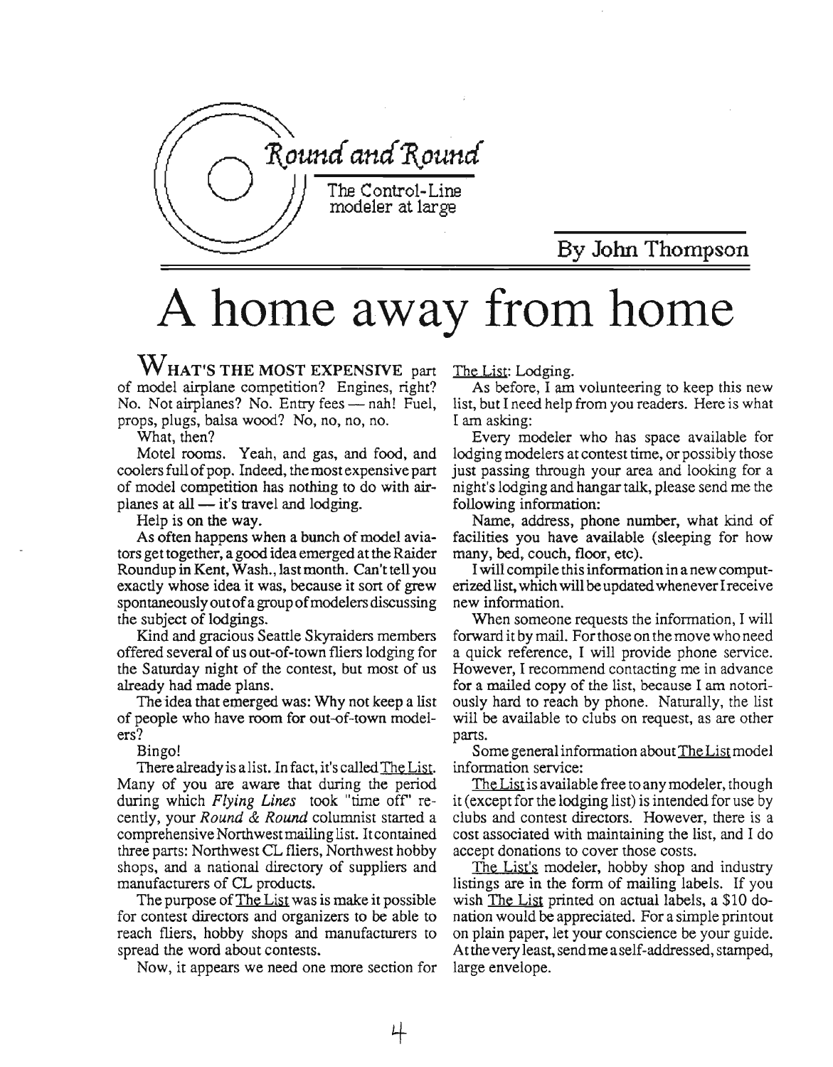# Round and Round

The Control-Line modeler at large

By John Thompson

# A home away from home

**WHAT'S THE MOST EXPENSIVE** part of model airplane competition? Engines, right? No. Not airplanes? No. Entry fees — nah! Fuel, props, plugs, balsa wood? No, no, no, no.

What, then?

Motel rooms. Yeah, and gas, and food, and coolers full of pop. Indeed, the most expensive part of model competition has nothing to do with airplanes at all — it's travel and lodging.

Help is on the way.

As often happens when a bunch of model aviators get together, a good idea emerged at the Raider Roundup in Kent, Wash., last month. Can't tell you exactly whose idea it was, because it sort of grew spontaneously out of a group of modelers discussing the subject of lodgings.

Kind and gracious Seattle Skyraiders members offered several of us out-of-town fliers lodging for the Saturday night of the contest, but most of us already had made plans.

The idea that emerged was: Why not keep a list of people who have room for out-of-town modelers?

Bingo!

There already is a list. In fact, it's called The List. Many of you are aware that during the period during which *Flying Lines* took "time off" recently, your *Round & Round* columnist started a comprehensive Northwest mailing list. It contained three parts: Northwest CL fliers, Northwest hobby shops, and a national directory of suppliers and manufacturers of CL products.

The purpose of The List was is make it possible for contest directors and organizers to be able to reach fliers, hobby shops and manufacturers to spread the word about contests.

Now, it appears we need one more section for The List: Lodging.

As before, I am volunteering to keep this new list, but I need help from you readers. Here is what I am asking:

Every modeler who has space available for lodging modelers at contest time, or possibly those just passing through your area and looking for a night's lodging and hangar talk, please send me the following information:

Name, address, phone number, what kind of facilities you have available (sleeping for how many, bed, couch, floor, etc).

I will compile this information in a new computerized list, which will be updated whenever I receive new information.

When someone requests the information, I will forward it by mail. For those on the move who need a quick reference, I will provide phone service. However, I recommend contacting me in advance for a mailed copy of the list, because I am notoriously hard to reach by phone. Naturally, the list will be available to clubs on request, as are other parts.

Some general information about The List model information service:

The List is available free to any modeler, though it (except for the lodging list) is intended for use by clubs and contest directors. However, there is a cost associated with maintaining the list, and I do accept donations to cover those costs.

The List's modeler, hobby shop and industry listings are in the form of mailing labels. If you wish The List printed on actual labels, a $10 donation would be appreciated. For a simple printout on plain paper, let your conscience be your guide. At the very least, send me a self-addressed, stamped, large envelope.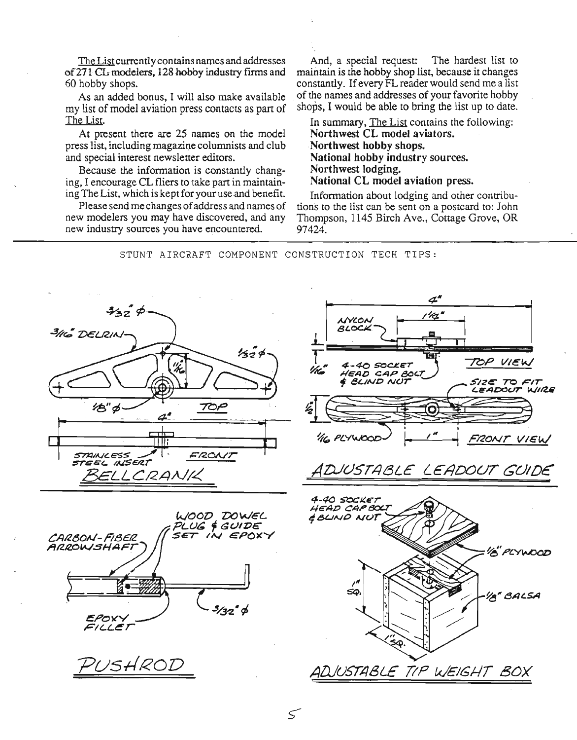The List currently contains names and addresses of 271 CL modelers, 128 hobby industry firms and 60 hobby shops.

As an added bonus, I will also make available my list of model aviation press contacts as part of The List.

At present there are 25 names on the model press list, including magazine columnists and club and special interest newsletter editors.

Because the information is constantly changing, I encourage CL fliers to take part in maintaining The List, which is kept for your use and benefit.

Please send me changes of address and names of new modelers you may have discovered, and any new industry sources you have encountered.

And, a special request: The hardest list to maintain is the hobby shop list, because it changes constantly. If every FL reader would send me a list of the names and addresses of your favorite hobby shops, I would be able to bring the list up to date.

In summary, The List contains the following:

**Northwest CL model aviators.**
**Northwest hobby shops.**
**National hobby industry sources.**
**Northwest lodging.**
**National CL model aviation press.**

Information about lodging and other contributions to the list can be sent on a postcard to: John Thompson, 1145 Birch Ave., Cottage Grove, OR 97424.

---

STUNT AIRCRAFT COMPONENT CONSTRUCTION TECH TIPS:

BELLCRANK — 3/16" DELRIN; 3/32" ϕ; 1/32" ϕ; 11/16"; 1/8" ϕ; 4"; TOP; FRONT; STAINLESS STEEL INSERT

ADJUSTABLE LEADOUT GUIDE — 4"; 1 1/4"; NYLON BLOCK; 1/16"; 4-40 SOCKET HEAD CAP BOLT & BLIND NUT; TOP VIEW; SIZE TO FIT LEADOUT WIRE; 1/2"; 1/16 PLYWOOD; 1"; FRONT VIEW

PUSHROD — CARBON-FIBER ARROWSHAFT; WOOD DOWEL PLUG & GUIDE SET IN EPOXY; EPOXY FILLET; 3/32" ϕ

ADJUSTABLE TIP WEIGHT BOX — 4-40 SOCKET HEAD CAP BOLT & BLIND NUT; 1/8" PLYWOOD; 1/8" BALSA; 1" SQ.; 1" SQ.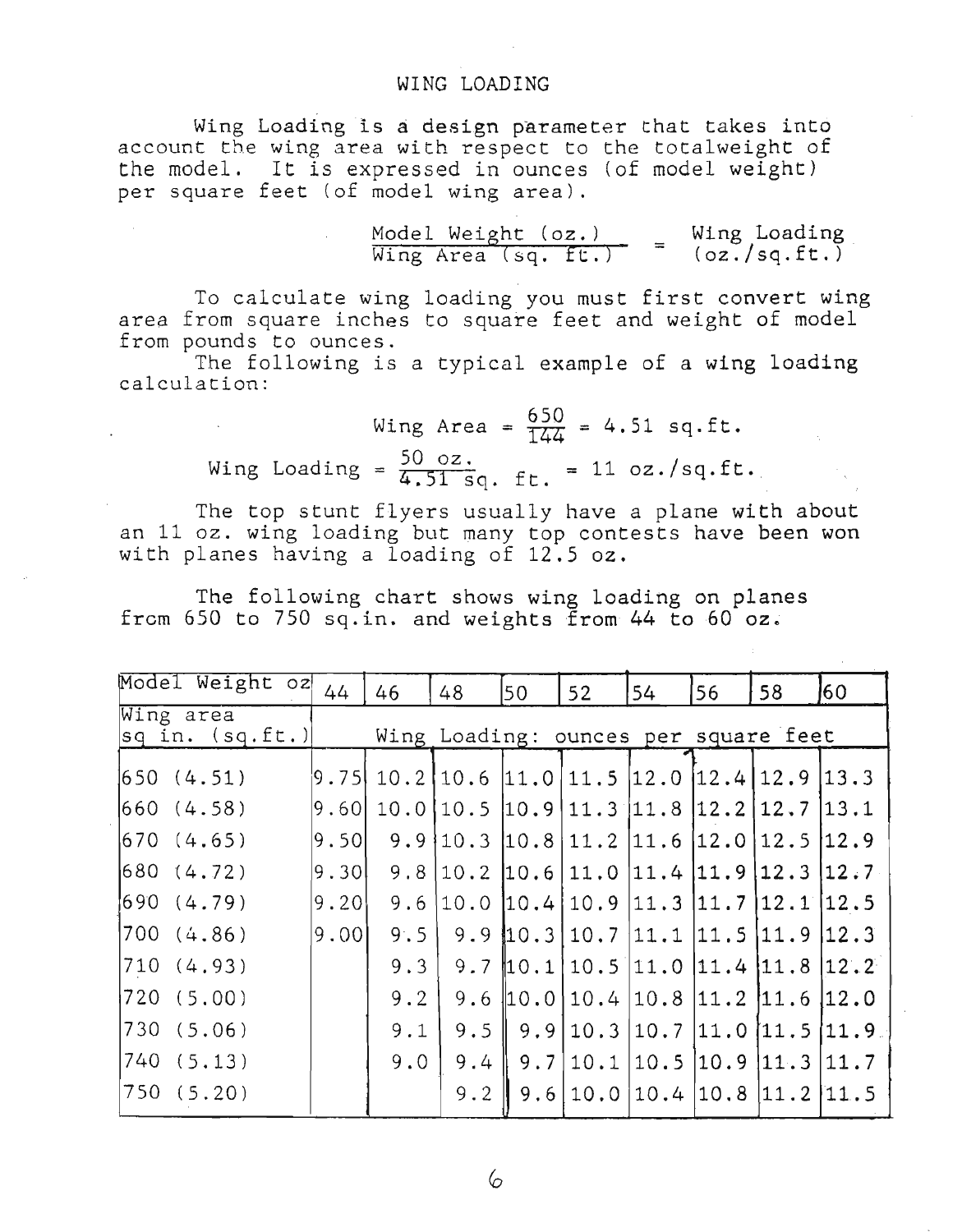# WING LOADING

Wing Loading is a design parameter that takes into account the wing area with respect to the totalweight of the model. It is expressed in ounces (of model weight) per square feet (of model wing area).

$$\frac{\text{Model Weight (oz.)}}{\text{Wing Area (sq. ft.)}} = \text{Wing Loading (oz./sq.ft.)}$$

To calculate wing loading you must first convert wing area from square inches to square feet and weight of model from pounds to ounces.

The following is a typical example of a wing loading calculation:

$$\text{Wing Area} = \frac{650}{144} = 4.51 \text{ sq.ft.}$$

$$\text{Wing Loading} = \frac{50 \text{ oz.}}{4.51 \text{ sq. ft.}} = 11 \text{ oz./sq.ft.}$$

The top stunt flyers usually have a plane with about an 11 oz. wing loading but many top contests have been won with planes having a loading of 12.5 oz.

The following chart shows wing loading on planes from 650 to 750 sq.in. and weights from 44 to 60 oz.

| Model Weight oz | 44 | 46 | 48 | 50 | 52 | 54 | 56 | 58 | 60 |
|---|---|---|---|---|---|---|---|---|---|
| Wing area sq in. (sq.ft.) | Wing Loading: ounces per square feet | | | | | | | | |
| 650 (4.51) | 9.75 | 10.2 | 10.6 | 11.0 | 11.5 | 12.0 | 12.4 | 12.9 | 13.3 |
| 660 (4.58) | 9.60 | 10.0 | 10.5 | 10.9 | 11.3 | 11.8 | 12.2 | 12.7 | 13.1 |
| 670 (4.65) | 9.50 | 9.9 | 10.3 | 10.8 | 11.2 | 11.6 | 12.0 | 12.5 | 12.9 |
| 680 (4.72) | 9.30 | 9.8 | 10.2 | 10.6 | 11.0 | 11.4 | 11.9 | 12.3 | 12.7 |
| 690 (4.79) | 9.20 | 9.6 | 10.0 | 10.4 | 10.9 | 11.3 | 11.7 | 12.1 | 12.5 |
| 700 (4.86) | 9.00 | 9.5 | 9.9 | 10.3 | 10.7 | 11.1 | 11.5 | 11.9 | 12.3 |
| 710 (4.93) | | 9.3 | 9.7 | 10.1 | 10.5 | 11.0 | 11.4 | 11.8 | 12.2 |
| 720 (5.00) | | 9.2 | 9.6 | 10.0 | 10.4 | 10.8 | 11.2 | 11.6 | 12.0 |
| 730 (5.06) | | 9.1 | 9.5 | 9.9 | 10.3 | 10.7 | 11.0 | 11.5 | 11.9 |
| 740 (5.13) | | 9.0 | 9.4 | 9.7 | 10.1 | 10.5 | 10.9 | 11.3 | 11.7 |
| 750 (5.20) | | | 9.2 | 9.6 | 10.0 | 10.4 | 10.8 | 11.2 | 11.5 |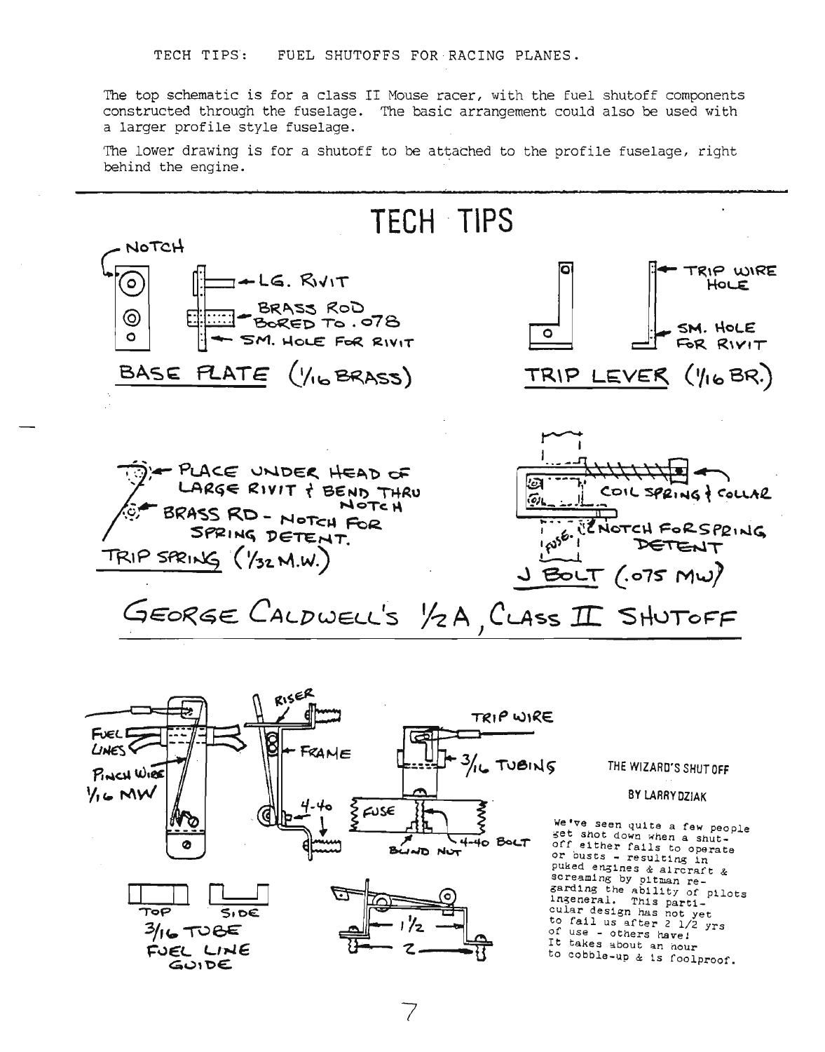TECH TIPS: FUEL SHUTOFFS FOR RACING PLANES.

The top schematic is for a class II Mouse racer, with the fuel shutoff components constructed through the fuselage. The basic arrangement could also be used with a larger profile style fuselage.

The lower drawing is for a shutoff to be attached to the profile fuselage, right behind the engine.

# TECH TIPS

NOTCH

LG. RIVIT

BRASS ROD BORED TO .078

SM. HOLE FOR RIVIT

BASE PLATE (1/16 BRASS)

TRIP WIRE HOLE

SM. HOLE FOR RIVIT

TRIP LEVER (1/16 BR.)

PLACE UNDER HEAD OF LARGE RIVIT & BEND THRU NOTCH

BRASS RD - NOTCH FOR SPRING DETENT.

TRIP SPRING (1/32 M.W.)

COIL SPRING & COLLAR

FUSE.

NOTCH FOR SPRING DETENT

J BOLT (.075 MW)

## GEORGE CALDWELL'S 1/2 A, CLASS II SHUTOFF

RISER

FUEL LINES

PINCH WIRE 1/16 MW

FRAME

4-40

TRIP WIRE

3/16 TUBING

FUSE

4-40 BOLT

BLIND NUT

1 1/2

2

TOP SIDE

3/16 TUBE FUEL LINE GUIDE

THE WIZARD'S SHUT OFF

BY LARRY DZIAK

We've seen quite a few people get shot down when a shut-off either fails to operate or busts - resulting in puked engines & aircraft & screaming by pitman regarding the ability of pilots ingeneral. This particular design has not yet to fail us after 2 1/2 yrs of use - others have! It takes about an hour to cobble-up & is foolproof.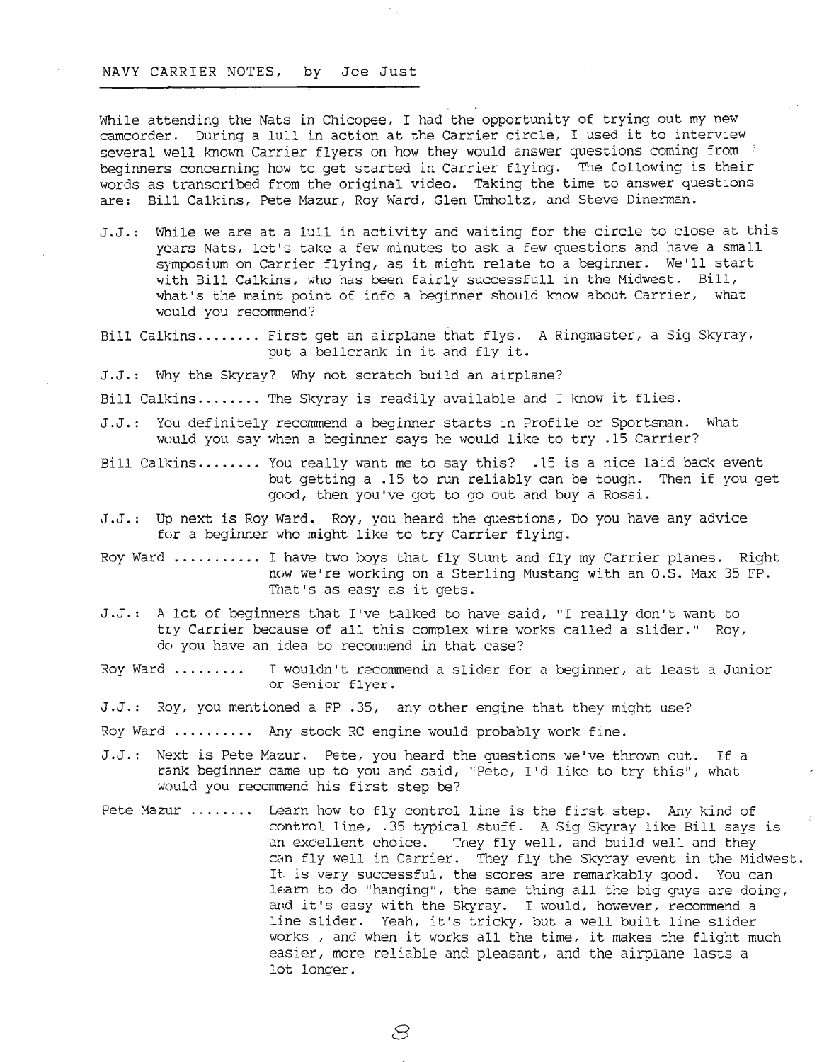## NAVY CARRIER NOTES, by Joe Just

While attending the Nats in Chicopee, I had the opportunity of trying out my new camcorder. During a lull in action at the Carrier circle, I used it to interview several well known Carrier flyers on how they would answer questions coming from beginners concerning how to get started in Carrier flying. The following is their words as transcribed from the original video. Taking the time to answer questions are: Bill Calkins, Pete Mazur, Roy Ward, Glen Umholtz, and Steve Dinerman.

J.J.: While we are at a lull in activity and waiting for the circle to close at this years Nats, let's take a few minutes to ask a few questions and have a small symposium on Carrier flying, as it might relate to a beginner. We'll start with Bill Calkins, who has been fairly successfull in the Midwest. Bill, what's the maint point of info a beginner should know about Carrier, what would you recommend?

Bill Calkins........ First get an airplane that flys. A Ringmaster, a Sig Skyray, put a bellcrank in it and fly it.

J.J.: Why the Skyray? Why not scratch build an airplane?

Bill Calkins........ The Skyray is readily available and I know it flies.

J.J.: You definitely recommend a beginner starts in Profile or Sportsman. What would you say when a beginner says he would like to try .15 Carrier?

Bill Calkins........ You really want me to say this? .15 is a nice laid back event but getting a .15 to run reliably can be tough. Then if you get good, then you've got to go out and buy a Rossi.

J.J.: Up next is Roy Ward. Roy, you heard the questions, Do you have any advice for a beginner who might like to try Carrier flying.

Roy Ward .......... I have two boys that fly Stunt and fly my Carrier planes. Right now we're working on a Sterling Mustang with an O.S. Max 35 FP. That's as easy as it gets.

J.J.: A lot of beginners that I've talked to have said, "I really don't want to try Carrier because of all this complex wire works called a slider." Roy, do you have an idea to recommend in that case?

Roy Ward ......... I wouldn't recommend a slider for a beginner, at least a Junior or Senior flyer.

J.J.: Roy, you mentioned a FP .35, any other engine that they might use?

Roy Ward .......... Any stock RC engine would probably work fine.

J.J.: Next is Pete Mazur. Pete, you heard the questions we've thrown out. If a rank beginner came up to you and said, "Pete, I'd like to try this", what would you recommend his first step be?

Pete Mazur ........ Learn how to fly control line is the first step. Any kind of control line, .35 typical stuff. A Sig Skyray like Bill says is an excellent choice. They fly well, and build well and they can fly well in Carrier. They fly the Skyray event in the Midwest. It is very successful, the scores are remarkably good. You can learn to do "hanging", the same thing all the big guys are doing, and it's easy with the Skyray. I would, however, recommend a line slider. Yeah, it's tricky, but a well built line slider works , and when it works all the time, it makes the flight much easier, more reliable and pleasant, and the airplane lasts a lot longer.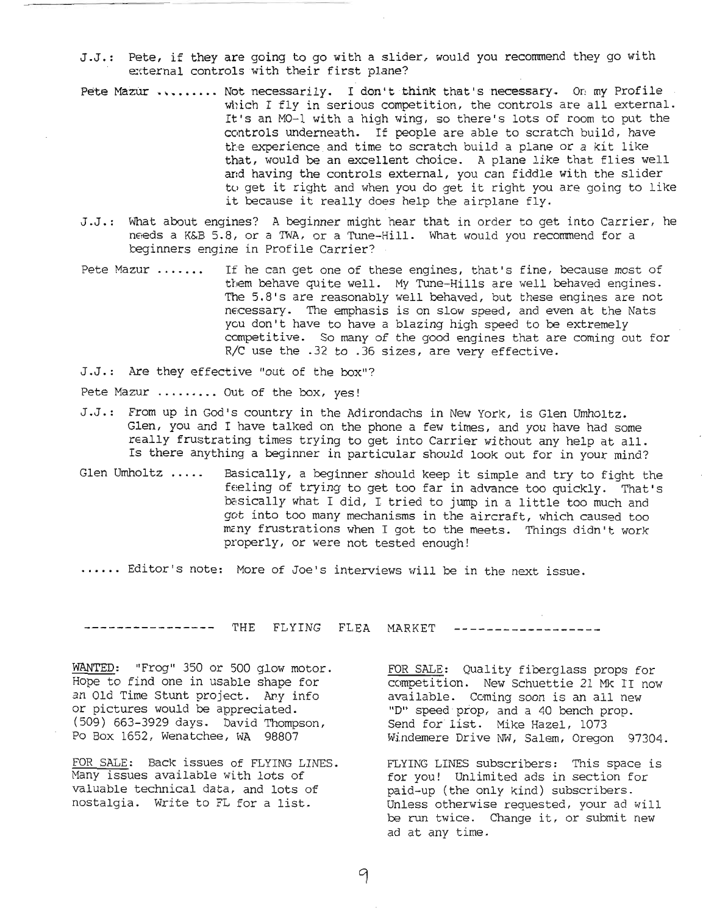J.J.: Pete, if they are going to go with a slider, would you recommend they go with external controls with their first plane?

Pete Mazur ........ Not necessarily. I don't think that's necessary. On my Profile which I fly in serious competition, the controls are all external. It's an MO-1 with a high wing, so there's lots of room to put the controls underneath. If people are able to scratch build, have the experience and time to scratch build a plane or a kit like that, would be an excellent choice. A plane like that flies well and having the controls external, you can fiddle with the slider to get it right and when you do get it right you are going to like it because it really does help the airplane fly.

J.J.: What about engines? A beginner might hear that in order to get into Carrier, he needs a K&B 5.8, or a TWA, or a Tune-Hill. What would you recommend for a beginners engine in Profile Carrier?

Pete Mazur ...... If he can get one of these engines, that's fine, because most of them behave quite well. My Tune-Hills are well behaved engines. The 5.8's are reasonably well behaved, but these engines are not necessary. The emphasis is on slow speed, and even at the Nats you don't have to have a blazing high speed to be extremely competitive. So many of the good engines that are coming out for R/C use the .32 to .36 sizes, are very effective.

J.J.: Are they effective "out of the box"?

Pete Mazur ........ Out of the box, yes!

J.J.: From up in God's country in the Adirondachs in New York, is Glen Umholtz. Glen, you and I have talked on the phone a few times, and you have had some really frustrating times trying to get into Carrier without any help at all. Is there anything a beginner in particular should look out for in your mind?

Glen Umholtz ..... Basically, a beginner should keep it simple and try to fight the feeling of trying to get too far in advance too quickly. That's basically what I did, I tried to jump in a little too much and got into too many mechanisms in the aircraft, which caused too many frustrations when I got to the meets. Things didn't work properly, or were not tested enough!

...... Editor's note: More of Joe's interviews will be in the next issue.

## THE FLYING FLEA MARKET

WANTED: "Frog" 350 or 500 glow motor. Hope to find one in usable shape for an Old Time Stunt project. Any info or pictures would be appreciated. (509) 663-3929 days. David Thompson, Po Box 1652, Wenatchee, WA 98807

FOR SALE: Back issues of FLYING LINES. Many issues available with lots of valuable technical data, and lots of nostalgia. Write to FL for a list.

FOR SALE: Quality fiberglass props for competition. New Schuettie 21 Mk II now available. Coming soon is an all new "D" speed prop, and a 40 bench prop. Send for list. Mike Hazel, 1073 Windemere Drive NW, Salem, Oregon 97304.

FLYING LINES subscribers: This space is for you! Unlimited ads in section for paid-up (the only kind) subscribers. Unless otherwise requested, your ad will be run twice. Change it, or submit new ad at any time.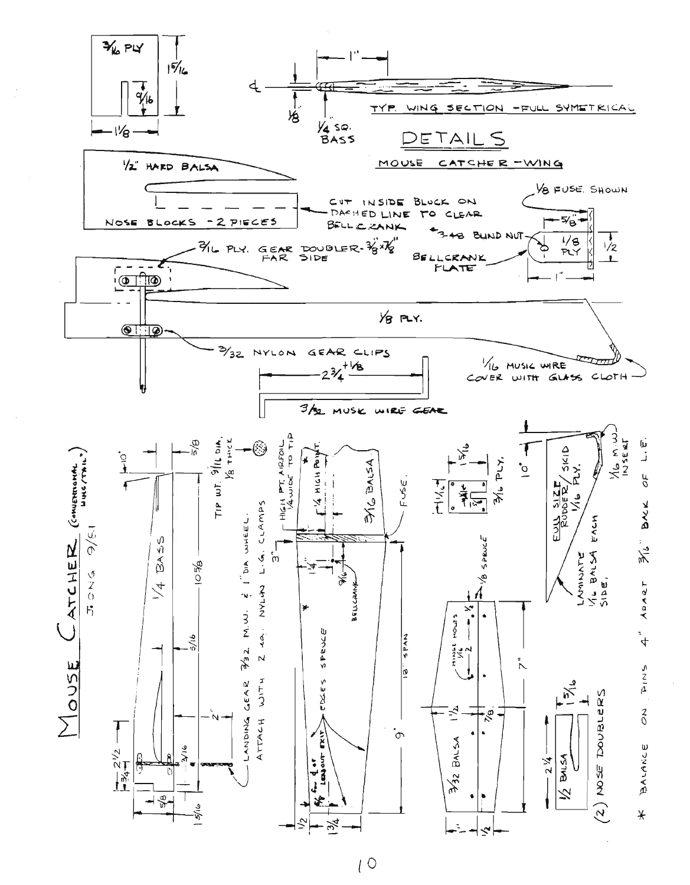# DETAILS

## MOUSE CATCHER - WING

3/16 PLY
1 5/16
9/16
1 1/8

TYP. WING SECTION - FULL SYMETRICAL
1"
℄
1/8"
1/4 SQ. BASS

1/2" HARD BALSA
NOSE BLOCKS - 2 PIECES
CUT INSIDE BLOCK ON DASHED LINE TO CLEAR BELLCRANK

1/8 FUSE. SHOWN
5/8"
3-48 BLIND NUT
1/8 PLY
1/2
BELLCRANK PLATE
1"

3/16 PLY. GEAR DOUBLER - 3/8" x 7/8" FAR SIDE
1/8 PLY.
3/32 NYLON GEAR CLIPS
1/16 MUSIC WIRE COVER WITH GLASS CLOTH
2 3/4 +1/8
3/32 MUSIC WIRE GEAR

# MOUSE CATCHER (CONVENTIONAL WING/TAIL)

J. ONG 9/81

10°
5/8
TIP WT. 9/16 DIA. 1/8 THICK
1/4 BASS
10 5/8
5/16
2"
3/16
2 1/2
3/4
5/8
5/16

LANDING GEAR 3/32 M.W. & 1" DIA WHEEL. ATTACH WITH 2 ea. NYLON L.G. CLAMPS

HIGH PT. AIRFOIL 1/4 WIDE TO TIP
1/4 HIGH POINT
3/16 BALSA
FUSE.
3"
1/4"
9/16
BELLCRANK
18" SPAN
EDGES SPRUCE
6" ℄ OF LEADOUT EXIT
5/8
9"
1/2
1 3/4

1 5/16
1 1/16
5/8
3/16 PLY.
1/8 SPRUCE
HINGE HOLES 1/16
1/2
2
7"
1 1/2
7/8
3/32 BALSA
1"
1/2

10°
FULL SIZE RUDDER/SKID 1/16 PLY.
1/16 M.W. INSERT
LAMINATE 1/16 BALSA EACH SIDE.

2 1/4
5/16
1/2 BALSA
(2) NOSE DOUBLERS

\* BALANCE ON PINS 4" APART 3/16" BACK OF L.E.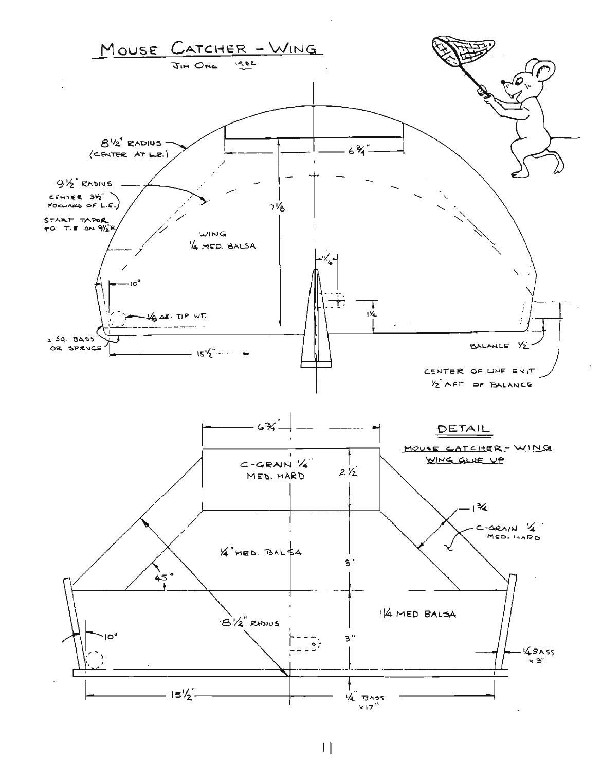# MOUSE CATCHER - WING

JIM ONG 1982

8½" RADIUS (CENTER AT L.E.)

9½" RADIUS (CENTER 3½" FORWARD OF L.E.)

START TAPER TO T.E ON 9½"R

6¾"

7⅛

WING ¼ MED. BALSA

11/16

10°

⅛ OZ. TIP WT.

1¼

¼ SQ. BASS OR SPRUCE

15½"

BALANCE ½"

CENTER OF LINE EXIT ½" AFT OF BALANCE

## DETAIL

MOUSE CATCHER - WING
WING GLUE UP

6¾"

C-GRAIN ¼" MED. HARD

2½"

1¾

C-GRAIN ¼" MED. HARD

¼" MED. BALSA

3"

45°

¼ MED BALSA

8½" RADIUS

3"

10°

¼ BASS × 3"

15½"

¼" BASS × 17"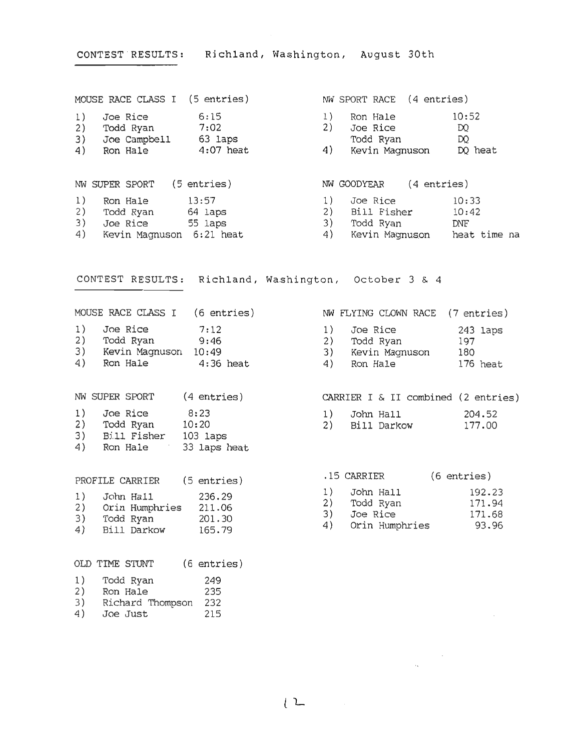## CONTEST RESULTS: Richland, Washington, August 30th

### MOUSE RACE CLASS I (5 entries)

| | | |
|---|---|---|
| 1) | Joe Rice | 6:15 |
| 2) | Todd Ryan | 7:02 |
| 3) | Joe Campbell | 63 laps |
| 4) | Ron Hale | 4:07 heat |

### NW SPORT RACE (4 entries)

| | | |
|---|---|---|
| 1) | Ron Hale | 10:52 |
| 2) | Joe Rice | DQ |
| | Todd Ryan | DQ |
| 4) | Kevin Magnuson | DQ heat |

### NW SUPER SPORT (5 entries)

| | | |
|---|---|---|
| 1) | Ron Hale | 13:57 |
| 2) | Todd Ryan | 64 laps |
| 3) | Joe Rice | 55 laps |
| 4) | Kevin Magnuson | 6:21 heat |

### NW GOODYEAR (4 entries)

| | | |
|---|---|---|
| 1) | Joe Rice | 10:33 |
| 2) | Bill Fisher | 10:42 |
| 3) | Todd Ryan | DNF |
| 4) | Kevin Magnuson | heat time na |

## CONTEST RESULTS: Richland, Washington, October 3 & 4

### MOUSE RACE CLASS I (6 entries)

| | | |
|---|---|---|
| 1) | Joe Rice | 7:12 |
| 2) | Todd Ryan | 9:46 |
| 3) | Kevin Magnuson | 10:49 |
| 4) | Ron Hale | 4:36 heat |

### NW FLYING CLOWN RACE (7 entries)

| | | |
|---|---|---|
| 1) | Joe Rice | 243 laps |
| 2) | Todd Ryan | 197 |
| 3) | Kevin Magnuson | 180 |
| 4) | Ron Hale | 176 heat |

### NW SUPER SPORT (4 entries)

| | | |
|---|---|---|
| 1) | Joe Rice | 8:23 |
| 2) | Todd Ryan | 10:20 |
| 3) | Bill Fisher | 103 laps |
| 4) | Ron Hale | 33 laps heat |

### CARRIER I & II combined (2 entries)

| | | |
|---|---|---|
| 1) | John Hall | 204.52 |
| 2) | Bill Darkow | 177.00 |

### PROFILE CARRIER (5 entries)

| | | |
|---|---|---|
| 1) | John Hall | 236.29 |
| 2) | Orin Humphries | 211.06 |
| 3) | Todd Ryan | 201.30 |
| 4) | Bill Darkow | 165.79 |

### .15 CARRIER (6 entries)

| | | |
|---|---|---|
| 1) | John Hall | 192.23 |
| 2) | Todd Ryan | 171.94 |
| 3) | Joe Rice | 171.68 |
| 4) | Orin Humphries | 93.96 |

### OLD TIME STUNT (6 entries)

| | | |
|---|---|---|
| 1) | Todd Ryan | 249 |
| 2) | Ron Hale | 235 |
| 3) | Richard Thompson | 232 |
| 4) | Joe Just | 215 |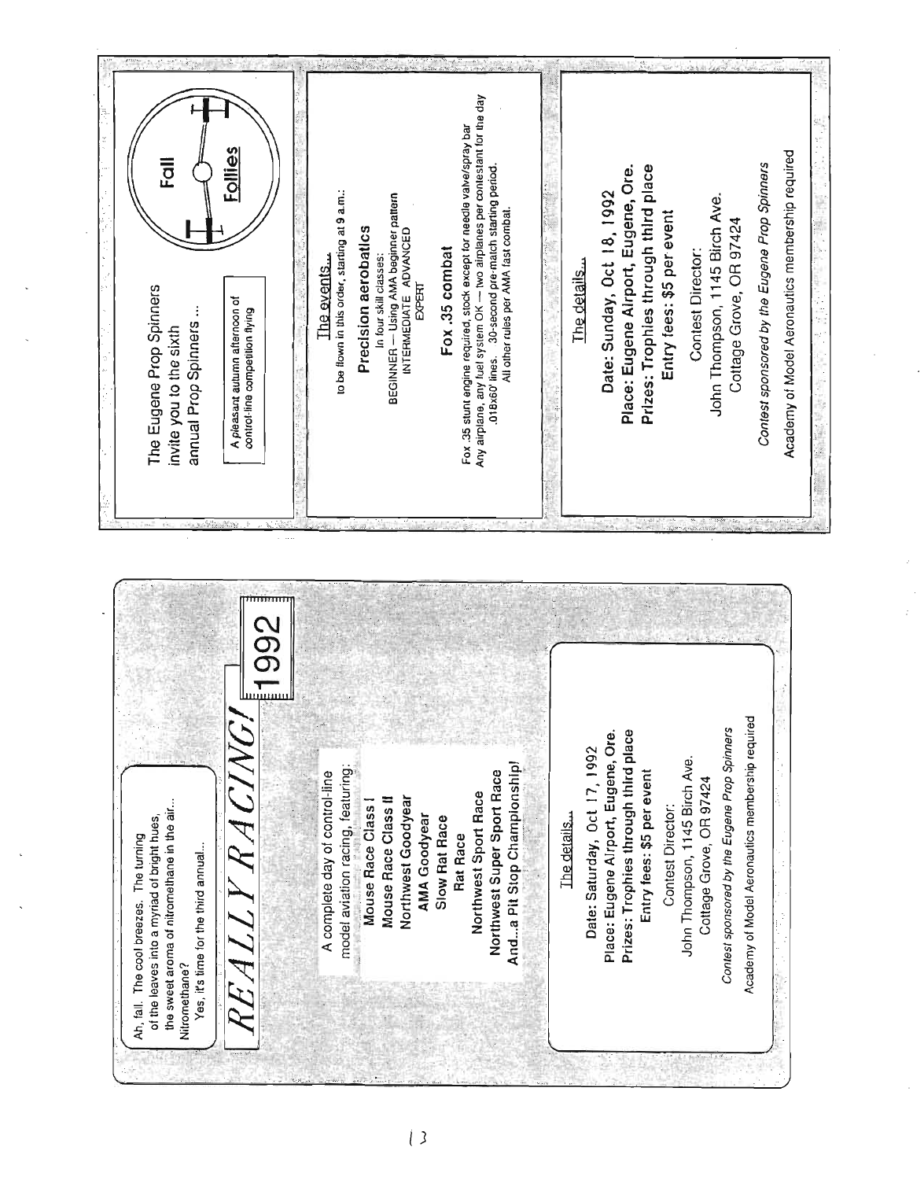Ah, fall. The cool breezes. The turning of the leaves into a myriad of bright hues, the sweet aroma of nitromethane in the air... Nitromethane?

Yes, it's time for the third annual...

# REALLY RACING! 1992

A complete day of control-line model aviation racing, featuring:

**Mouse Race Class I**
**Mouse Race Class II**
**Northwest Goodyear**
**AMA Goodyear**
**Slow Rat Race**
**Rat Race**
**Northwest Sport Race**
**Northwest Super Sport Race**
**And...a Pit Stop Championship!**

## The details...

**Date:** Saturday, Oct 17, 1992
**Place: Eugene Airport, Eugene, Ore.**
**Prizes: Trophies through third place**
**Entry fees: $5 per event**

Contest Director:
John Thompson, 1145 Birch Ave.
Cottage Grove, OR 97424

*Contest sponsored by the Eugene Prop Spinners*

Academy of Model Aeronautics membership required

---

The Eugene Prop Spinners invite you to the sixth annual Prop Spinners ...

# Fall Follies

A pleasant autumn afternoon of control-line competition flying

## The events...

to be flown in this order, starting at 9 a.m.:

### Precision aerobatics

In four skill classes:
BEGINNER — Using AMA beginner pattern
INTERMEDIATE ADVANCED
EXPERT

### Fox .35 combat

Fox .35 stunt engine required, stock except for needle valve/spray bar
Any airplane, any fuel system OK — two airplanes per contestant for the day
.018x60' lines. 30-second pre-match starting period.
All other rules per AMA fast combat.

## The details...

**Date: Sunday, Oct 18, 1992**
**Place: Eugene Airport, Eugene, Ore.**
**Prizes: Trophies through third place**
**Entry fees: $5 per event**

Contest Director:
John Thompson, 1145 Birch Ave.
Cottage Grove, OR 97424

*Contest sponsored by the Eugene Prop Spinners*

Academy of Model Aeronautics membership required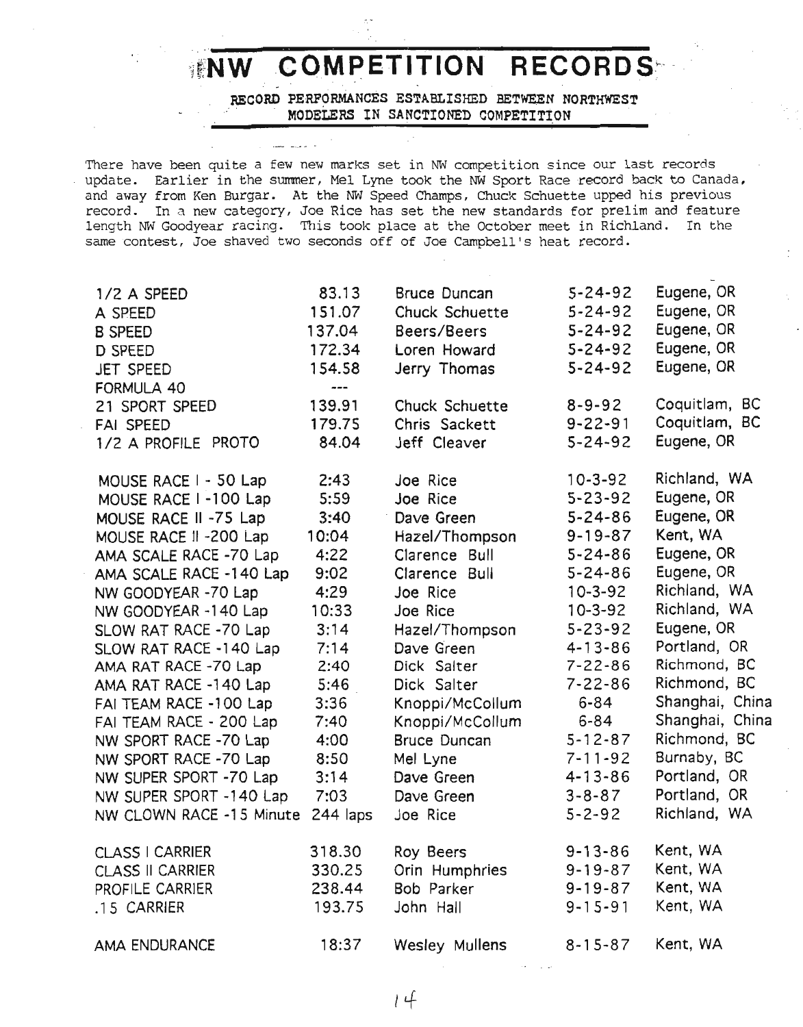# NW COMPETITION RECORDS

**RECORD PERFORMANCES ESTABLISHED BETWEEN NORTHWEST MODELERS IN SANCTIONED COMPETITION**

There have been quite a few new marks set in NW competition since our last records update. Earlier in the summer, Mel Lyne took the NW Sport Race record back to Canada, and away from Ken Burgar. At the NW Speed Champs, Chuck Schuette upped his previous record. In a new category, Joe Rice has set the new standards for prelim and feature length NW Goodyear racing. This took place at the October meet in Richland. In the same contest, Joe shaved two seconds off of Joe Campbell's heat record.

| Event | Record | Holder | Date | Location |
|---|---|---|---|---|
| 1/2 A SPEED | 83.13 | Bruce Duncan | 5-24-92 | Eugene, OR |
| A SPEED | 151.07 | Chuck Schuette | 5-24-92 | Eugene, OR |
| B SPEED | 137.04 | Beers/Beers | 5-24-92 | Eugene, OR |
| D SPEED | 172.34 | Loren Howard | 5-24-92 | Eugene, OR |
| JET SPEED | 154.58 | Jerry Thomas | 5-24-92 | Eugene, OR |
| FORMULA 40 | --- | | | |
| 21 SPORT SPEED | 139.91 | Chuck Schuette | 8-9-92 | Coquitlam, BC |
| FAI SPEED | 179.75 | Chris Sackett | 9-22-91 | Coquitlam, BC |
| 1/2 A PROFILE PROTO | 84.04 | Jeff Cleaver | 5-24-92 | Eugene, OR |
| | | | | |
| MOUSE RACE I - 50 Lap | 2:43 | Joe Rice | 10-3-92 | Richland, WA |
| MOUSE RACE I -100 Lap | 5:59 | Joe Rice | 5-23-92 | Eugene, OR |
| MOUSE RACE II -75 Lap | 3:40 | Dave Green | 5-24-86 | Eugene, OR |
| MOUSE RACE II -200 Lap | 10:04 | Hazel/Thompson | 9-19-87 | Kent, WA |
| AMA SCALE RACE -70 Lap | 4:22 | Clarence Bull | 5-24-86 | Eugene, OR |
| AMA SCALE RACE -140 Lap | 9:02 | Clarence Bull | 5-24-86 | Eugene, OR |
| NW GOODYEAR -70 Lap | 4:29 | Joe Rice | 10-3-92 | Richland, WA |
| NW GOODYEAR -140 Lap | 10:33 | Joe Rice | 10-3-92 | Richland, WA |
| SLOW RAT RACE -70 Lap | 3:14 | Hazel/Thompson | 5-23-92 | Eugene, OR |
| SLOW RAT RACE -140 Lap | 7:14 | Dave Green | 4-13-86 | Portland, OR |
| AMA RAT RACE -70 Lap | 2:40 | Dick Salter | 7-22-86 | Richmond, BC |
| AMA RAT RACE -140 Lap | 5:46 | Dick Salter | 7-22-86 | Richmond, BC |
| FAI TEAM RACE -100 Lap | 3:36 | Knoppi/McCollum | 6-84 | Shanghai, China |
| FAI TEAM RACE - 200 Lap | 7:40 | Knoppi/McCollum | 6-84 | Shanghai, China |
| NW SPORT RACE -70 Lap | 4:00 | Bruce Duncan | 5-12-87 | Richmond, BC |
| NW SPORT RACE -70 Lap | 8:50 | Mel Lyne | 7-11-92 | Burnaby, BC |
| NW SUPER SPORT -70 Lap | 3:14 | Dave Green | 4-13-86 | Portland, OR |
| NW SUPER SPORT -140 Lap | 7:03 | Dave Green | 3-8-87 | Portland, OR |
| NW CLOWN RACE -15 Minute | 244 laps | Joe Rice | 5-2-92 | Richland, WA |
| | | | | |
| CLASS I CARRIER | 318.30 | Roy Beers | 9-13-86 | Kent, WA |
| CLASS II CARRIER | 330.25 | Orin Humphries | 9-19-87 | Kent, WA |
| PROFILE CARRIER | 238.44 | Bob Parker | 9-19-87 | Kent, WA |
| .15 CARRIER | 193.75 | John Hall | 9-15-91 | Kent, WA |
| | | | | |
| AMA ENDURANCE | 18:37 | Wesley Mullens | 8-15-87 | Kent, WA |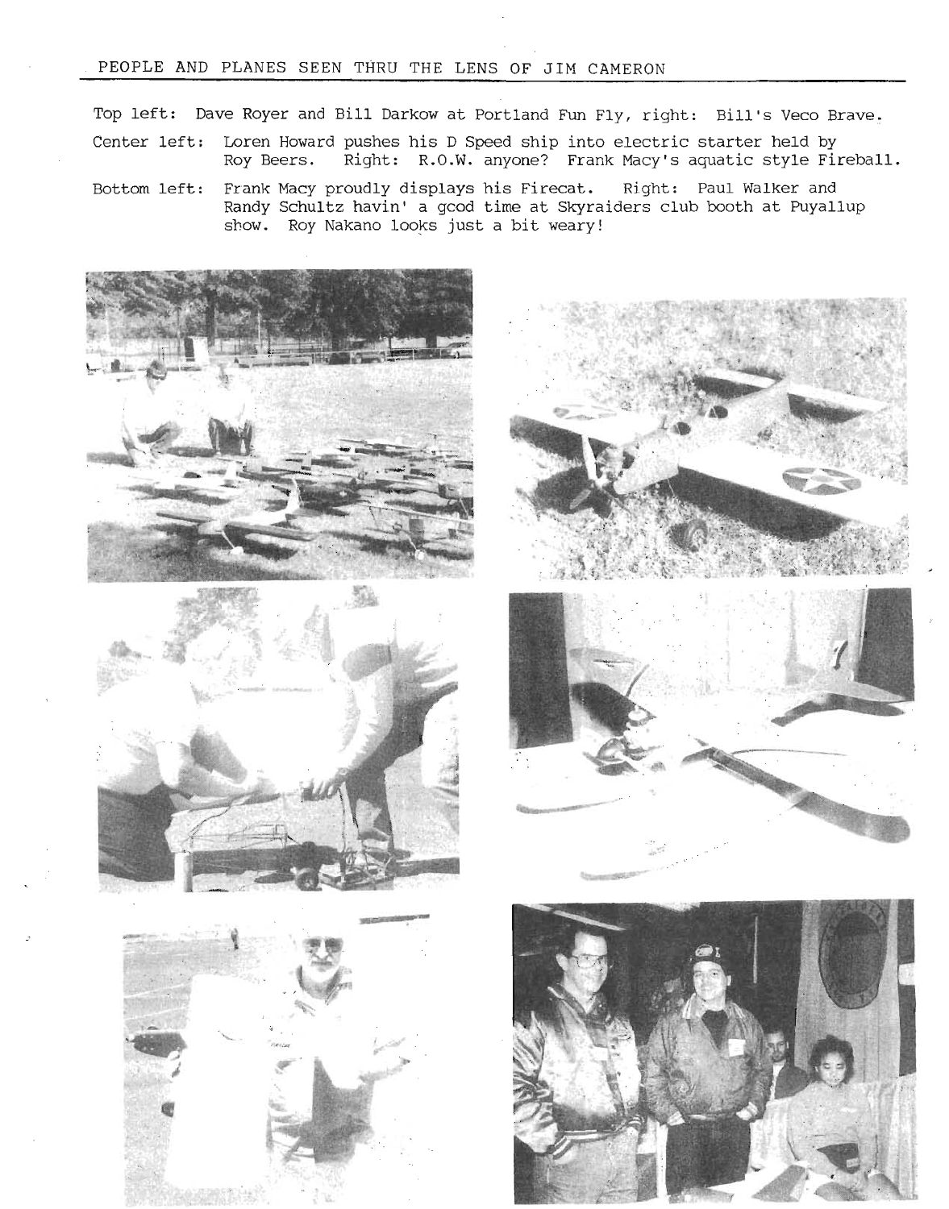PEOPLE AND PLANES SEEN THRU THE LENS OF JIM CAMERON

Top left: Dave Royer and Bill Darkow at Portland Fun Fly, right: Bill's Veco Brave.

Center left: Loren Howard pushes his D Speed ship into electric starter held by Roy Beers. Right: R.O.W. anyone? Frank Macy's aquatic style Fireball.

Bottom left: Frank Macy proudly displays his Firecat. Right: Paul Walker and Randy Schultz havin' a good time at Skyraiders club booth at Puyallup show. Roy Nakano looks just a bit weary!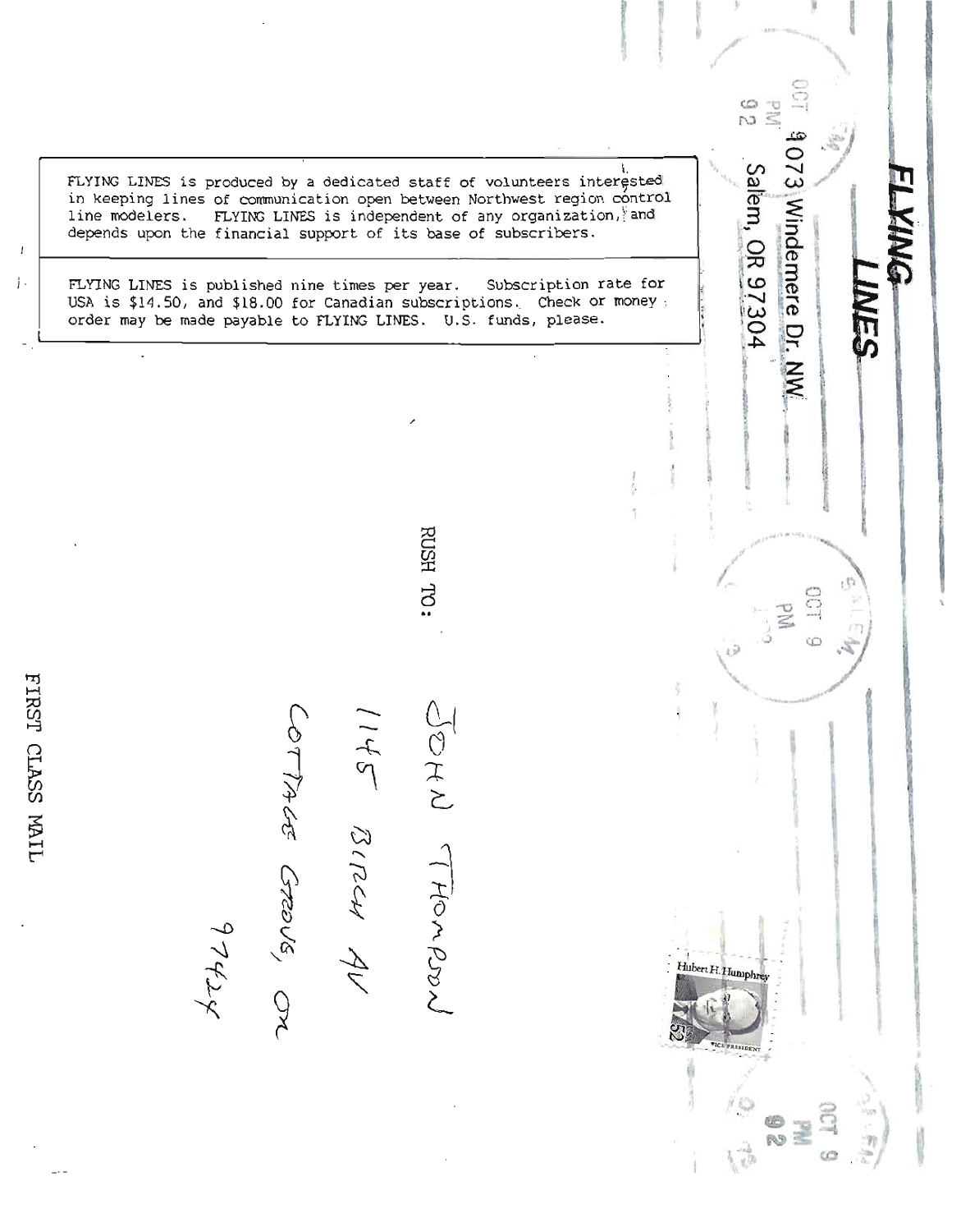**FLYING LINES**

4073 Windemere Dr. NW
Salem, OR 97304

FLYING LINES is produced by a dedicated staff of volunteers interested in keeping lines of communication open between Northwest region control line modelers. FLYING LINES is independent of any organization, and depends upon the financial support of its base of subscribers.

FLYING LINES is published nine times per year. Subscription rate for USA is $14.50, and $18.00 for Canadian subscriptions. Check or money order may be made payable to FLYING LINES. U.S. funds, please.

RUSH TO:

JOHN THOMPSON
1145 BIRCH AV
COTTAGE GROVE, OR
97424

FIRST CLASS MAIL